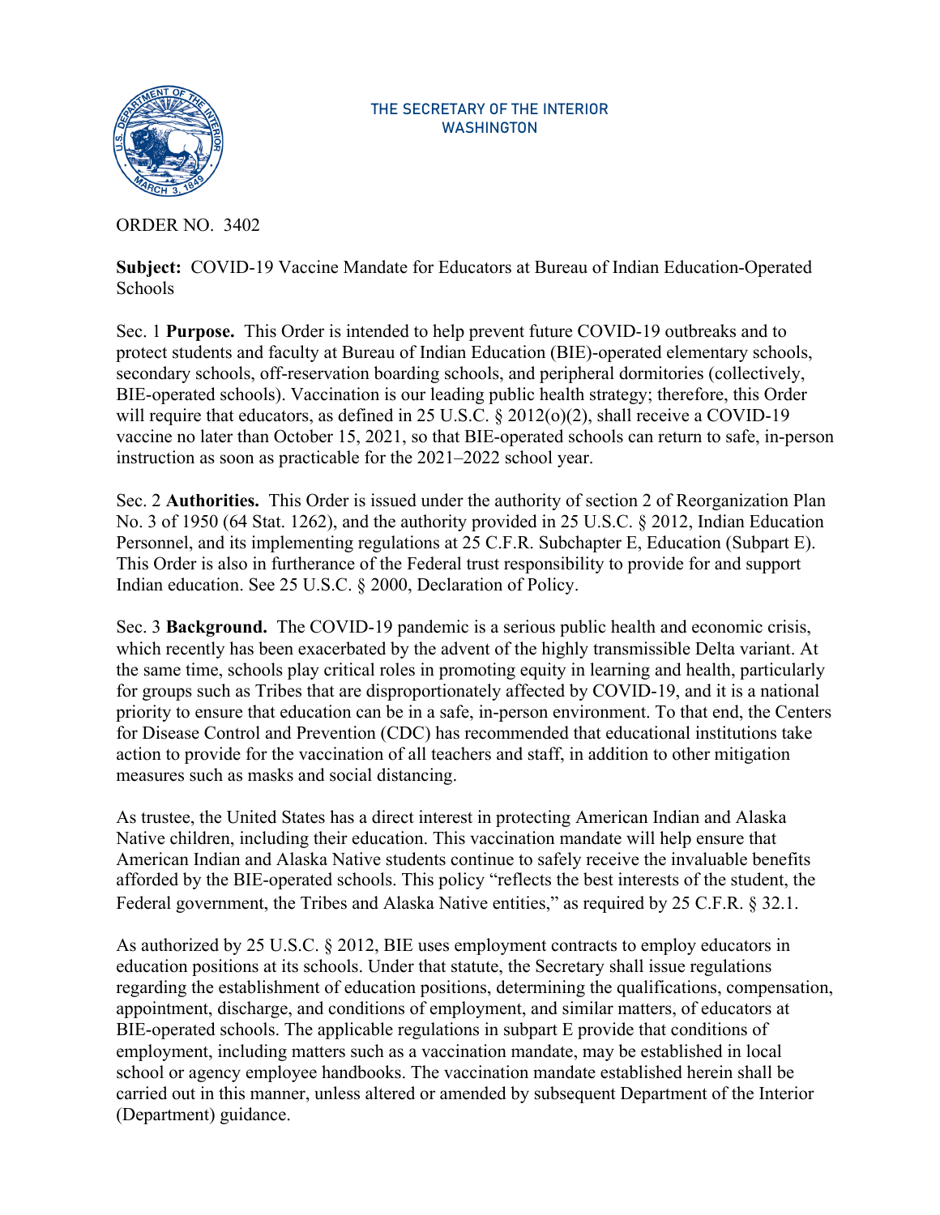THE SECRETARY OF THE INTERIOR
WASHINGTON

ORDER NO. 3402

**Subject:** COVID-19 Vaccine Mandate for Educators at Bureau of Indian Education-Operated Schools

Sec. 1 **Purpose.** This Order is intended to help prevent future COVID-19 outbreaks and to protect students and faculty at Bureau of Indian Education (BIE)-operated elementary schools, secondary schools, off-reservation boarding schools, and peripheral dormitories (collectively, BIE-operated schools). Vaccination is our leading public health strategy; therefore, this Order will require that educators, as defined in 25 U.S.C. § 2012(o)(2), shall receive a COVID-19 vaccine no later than October 15, 2021, so that BIE-operated schools can return to safe, in-person instruction as soon as practicable for the 2021–2022 school year.

Sec. 2 **Authorities.** This Order is issued under the authority of section 2 of Reorganization Plan No. 3 of 1950 (64 Stat. 1262), and the authority provided in 25 U.S.C. § 2012, Indian Education Personnel, and its implementing regulations at 25 C.F.R. Subchapter E, Education (Subpart E). This Order is also in furtherance of the Federal trust responsibility to provide for and support Indian education. See 25 U.S.C. § 2000, Declaration of Policy.

Sec. 3 **Background.** The COVID-19 pandemic is a serious public health and economic crisis, which recently has been exacerbated by the advent of the highly transmissible Delta variant. At the same time, schools play critical roles in promoting equity in learning and health, particularly for groups such as Tribes that are disproportionately affected by COVID-19, and it is a national priority to ensure that education can be in a safe, in-person environment. To that end, the Centers for Disease Control and Prevention (CDC) has recommended that educational institutions take action to provide for the vaccination of all teachers and staff, in addition to other mitigation measures such as masks and social distancing.

As trustee, the United States has a direct interest in protecting American Indian and Alaska Native children, including their education. This vaccination mandate will help ensure that American Indian and Alaska Native students continue to safely receive the invaluable benefits afforded by the BIE-operated schools. This policy "reflects the best interests of the student, the Federal government, the Tribes and Alaska Native entities," as required by 25 C.F.R. § 32.1.

As authorized by 25 U.S.C. § 2012, BIE uses employment contracts to employ educators in education positions at its schools. Under that statute, the Secretary shall issue regulations regarding the establishment of education positions, determining the qualifications, compensation, appointment, discharge, and conditions of employment, and similar matters, of educators at BIE-operated schools. The applicable regulations in subpart E provide that conditions of employment, including matters such as a vaccination mandate, may be established in local school or agency employee handbooks. The vaccination mandate established herein shall be carried out in this manner, unless altered or amended by subsequent Department of the Interior (Department) guidance.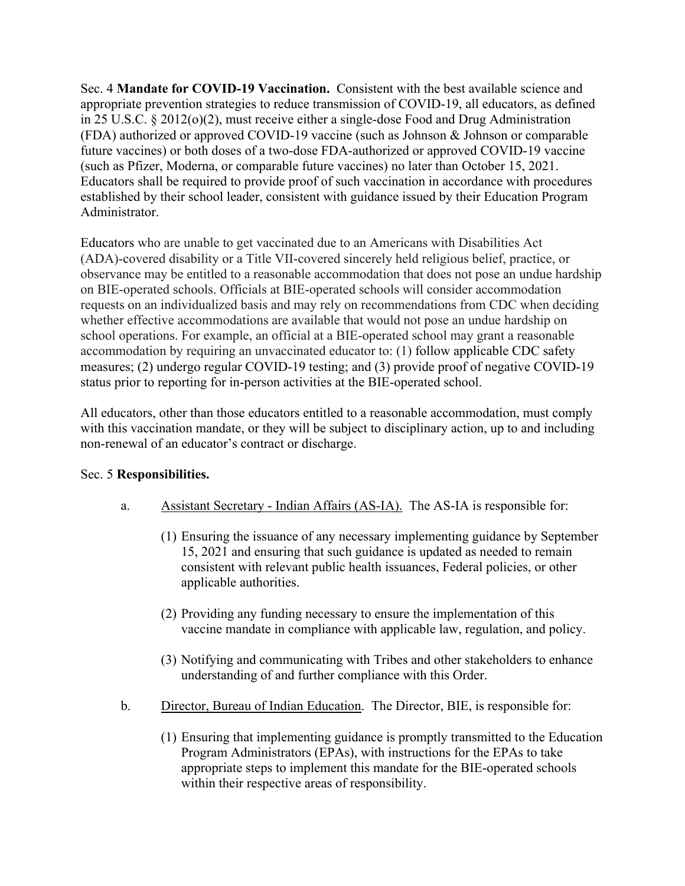Sec. 4 **Mandate for COVID-19 Vaccination.** Consistent with the best available science and appropriate prevention strategies to reduce transmission of COVID-19, all educators, as defined in 25 U.S.C. § 2012(o)(2), must receive either a single-dose Food and Drug Administration (FDA) authorized or approved COVID-19 vaccine (such as Johnson & Johnson or comparable future vaccines) or both doses of a two-dose FDA-authorized or approved COVID-19 vaccine (such as Pfizer, Moderna, or comparable future vaccines) no later than October 15, 2021. Educators shall be required to provide proof of such vaccination in accordance with procedures established by their school leader, consistent with guidance issued by their Education Program Administrator.

Educators who are unable to get vaccinated due to an Americans with Disabilities Act (ADA)-covered disability or a Title VII-covered sincerely held religious belief, practice, or observance may be entitled to a reasonable accommodation that does not pose an undue hardship on BIE-operated schools. Officials at BIE-operated schools will consider accommodation requests on an individualized basis and may rely on recommendations from CDC when deciding whether effective accommodations are available that would not pose an undue hardship on school operations. For example, an official at a BIE-operated school may grant a reasonable accommodation by requiring an unvaccinated educator to: (1) follow applicable CDC safety measures; (2) undergo regular COVID-19 testing; and (3) provide proof of negative COVID-19 status prior to reporting for in-person activities at the BIE-operated school.

All educators, other than those educators entitled to a reasonable accommodation, must comply with this vaccination mandate, or they will be subject to disciplinary action, up to and including non-renewal of an educator's contract or discharge.

Sec. 5 **Responsibilities.**

a. Assistant Secretary - Indian Affairs (AS-IA). The AS-IA is responsible for:

(1) Ensuring the issuance of any necessary implementing guidance by September 15, 2021 and ensuring that such guidance is updated as needed to remain consistent with relevant public health issuances, Federal policies, or other applicable authorities.

(2) Providing any funding necessary to ensure the implementation of this vaccine mandate in compliance with applicable law, regulation, and policy.

(3) Notifying and communicating with Tribes and other stakeholders to enhance understanding of and further compliance with this Order.

b. Director, Bureau of Indian Education. The Director, BIE, is responsible for:

(1) Ensuring that implementing guidance is promptly transmitted to the Education Program Administrators (EPAs), with instructions for the EPAs to take appropriate steps to implement this mandate for the BIE-operated schools within their respective areas of responsibility.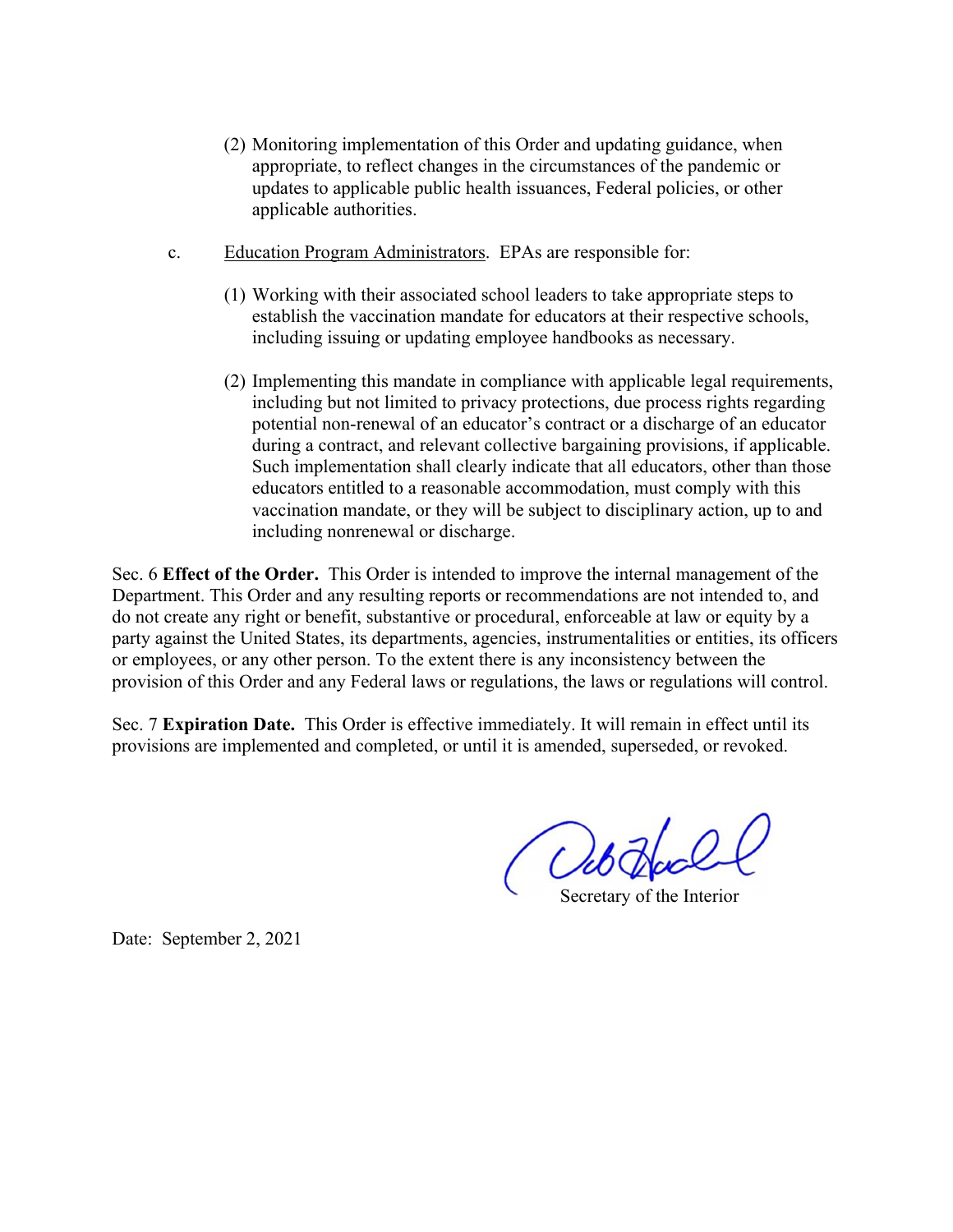(2) Monitoring implementation of this Order and updating guidance, when appropriate, to reflect changes in the circumstances of the pandemic or updates to applicable public health issuances, Federal policies, or other applicable authorities.

c. <u>Education Program Administrators</u>. EPAs are responsible for:

(1) Working with their associated school leaders to take appropriate steps to establish the vaccination mandate for educators at their respective schools, including issuing or updating employee handbooks as necessary.

(2) Implementing this mandate in compliance with applicable legal requirements, including but not limited to privacy protections, due process rights regarding potential non-renewal of an educator's contract or a discharge of an educator during a contract, and relevant collective bargaining provisions, if applicable. Such implementation shall clearly indicate that all educators, other than those educators entitled to a reasonable accommodation, must comply with this vaccination mandate, or they will be subject to disciplinary action, up to and including nonrenewal or discharge.

Sec. 6 **Effect of the Order.** This Order is intended to improve the internal management of the Department. This Order and any resulting reports or recommendations are not intended to, and do not create any right or benefit, substantive or procedural, enforceable at law or equity by a party against the United States, its departments, agencies, instrumentalities or entities, its officers or employees, or any other person. To the extent there is any inconsistency between the provision of this Order and any Federal laws or regulations, the laws or regulations will control.

Sec. 7 **Expiration Date.** This Order is effective immediately. It will remain in effect until its provisions are implemented and completed, or until it is amended, superseded, or revoked.

Secretary of the Interior

Date: September 2, 2021